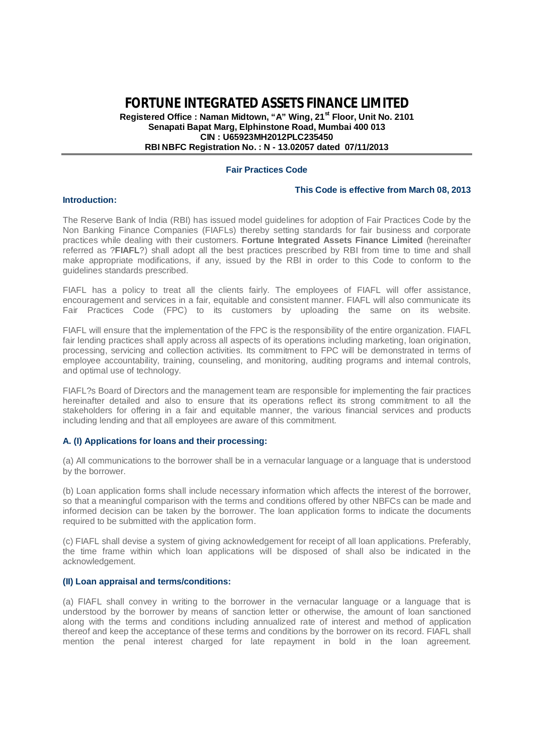# FORTUNE INTEGRATED ASSETS FINANCE LIMITED

**Registered Office : Naman Midtown, "A" Wing, 21st Floor, Unit No. 2101**
**Senapati Bapat Marg, Elphinstone Road, Mumbai 400 013**
**CIN : U65923MH2012PLC235450**
**RBI NBFC Registration No. : N - 13.02057 dated 07/11/2013**

## Fair Practices Code

**This Code is effective from March 08, 2013**

### Introduction:

The Reserve Bank of India (RBI) has issued model guidelines for adoption of Fair Practices Code by the Non Banking Finance Companies (FIAFLs) thereby setting standards for fair business and corporate practices while dealing with their customers. **Fortune Integrated Assets Finance Limited** (hereinafter referred as ?**FIAFL**?) shall adopt all the best practices prescribed by RBI from time to time and shall make appropriate modifications, if any, issued by the RBI in order to this Code to conform to the guidelines standards prescribed.

FIAFL has a policy to treat all the clients fairly. The employees of FIAFL will offer assistance, encouragement and services in a fair, equitable and consistent manner. FIAFL will also communicate its Fair Practices Code (FPC) to its customers by uploading the same on its website.

FIAFL will ensure that the implementation of the FPC is the responsibility of the entire organization. FIAFL fair lending practices shall apply across all aspects of its operations including marketing, loan origination, processing, servicing and collection activities. Its commitment to FPC will be demonstrated in terms of employee accountability, training, counseling, and monitoring, auditing programs and internal controls, and optimal use of technology.

FIAFL?s Board of Directors and the management team are responsible for implementing the fair practices hereinafter detailed and also to ensure that its operations reflect its strong commitment to all the stakeholders for offering in a fair and equitable manner, the various financial services and products including lending and that all employees are aware of this commitment.

### A. (I) Applications for loans and their processing:

(a) All communications to the borrower shall be in a vernacular language or a language that is understood by the borrower.

(b) Loan application forms shall include necessary information which affects the interest of the borrower, so that a meaningful comparison with the terms and conditions offered by other NBFCs can be made and informed decision can be taken by the borrower. The loan application forms to indicate the documents required to be submitted with the application form.

(c) FIAFL shall devise a system of giving acknowledgement for receipt of all loan applications. Preferably, the time frame within which loan applications will be disposed of shall also be indicated in the acknowledgement.

### (II) Loan appraisal and terms/conditions:

(a) FIAFL shall convey in writing to the borrower in the vernacular language or a language that is understood by the borrower by means of sanction letter or otherwise, the amount of loan sanctioned along with the terms and conditions including annualized rate of interest and method of application thereof and keep the acceptance of these terms and conditions by the borrower on its record. FIAFL shall mention the penal interest charged for late repayment in bold in the loan agreement.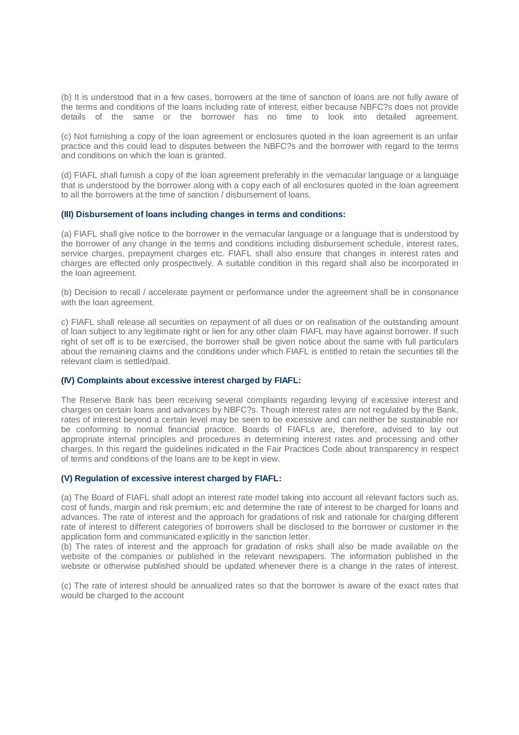(b) It is understood that in a few cases, borrowers at the time of sanction of loans are not fully aware of the terms and conditions of the loans including rate of interest, either because NBFC?s does not provide details of the same or the borrower has no time to look into detailed agreement.

(c) Not furnishing a copy of the loan agreement or enclosures quoted in the loan agreement is an unfair practice and this could lead to disputes between the NBFC?s and the borrower with regard to the terms and conditions on which the loan is granted.

(d) FIAFL shall furnish a copy of the loan agreement preferably in the vernacular language or a language that is understood by the borrower along with a copy each of all enclosures quoted in the loan agreement to all the borrowers at the time of sanction / disbursement of loans.

#### (III) Disbursement of loans including changes in terms and conditions:

(a) FIAFL shall give notice to the borrower in the vernacular language or a language that is understood by the borrower of any change in the terms and conditions including disbursement schedule, interest rates, service charges, prepayment charges etc. FIAFL shall also ensure that changes in interest rates and charges are effected only prospectively. A suitable condition in this regard shall also be incorporated in the loan agreement.

(b) Decision to recall / accelerate payment or performance under the agreement shall be in consonance with the loan agreement.

c) FIAFL shall release all securities on repayment of all dues or on realisation of the outstanding amount of loan subject to any legitimate right or lien for any other claim FIAFL may have against borrower. If such right of set off is to be exercised, the borrower shall be given notice about the same with full particulars about the remaining claims and the conditions under which FIAFL is entitled to retain the securities till the relevant claim is settled/paid.

#### (IV) Complaints about excessive interest charged by FIAFL:

The Reserve Bank has been receiving several complaints regarding levying of excessive interest and charges on certain loans and advances by NBFC?s. Though interest rates are not regulated by the Bank, rates of interest beyond a certain level may be seen to be excessive and can neither be sustainable nor be conforming to normal financial practice. Boards of FIAFLs are, therefore, advised to lay out appropriate internal principles and procedures in determining interest rates and processing and other charges. In this regard the guidelines indicated in the Fair Practices Code about transparency in respect of terms and conditions of the loans are to be kept in view.

#### (V) Regulation of excessive interest charged by FIAFL:

(a) The Board of FIAFL shall adopt an interest rate model taking into account all relevant factors such as, cost of funds, margin and risk premium, etc and determine the rate of interest to be charged for loans and advances. The rate of interest and the approach for gradations of risk and rationale for charging different rate of interest to different categories of borrowers shall be disclosed to the borrower or customer in the application form and communicated explicitly in the sanction letter.

(b) The rates of interest and the approach for gradation of risks shall also be made available on the website of the companies or published in the relevant newspapers. The information published in the website or otherwise published should be updated whenever there is a change in the rates of interest.

(c) The rate of interest should be annualized rates so that the borrower is aware of the exact rates that would be charged to the account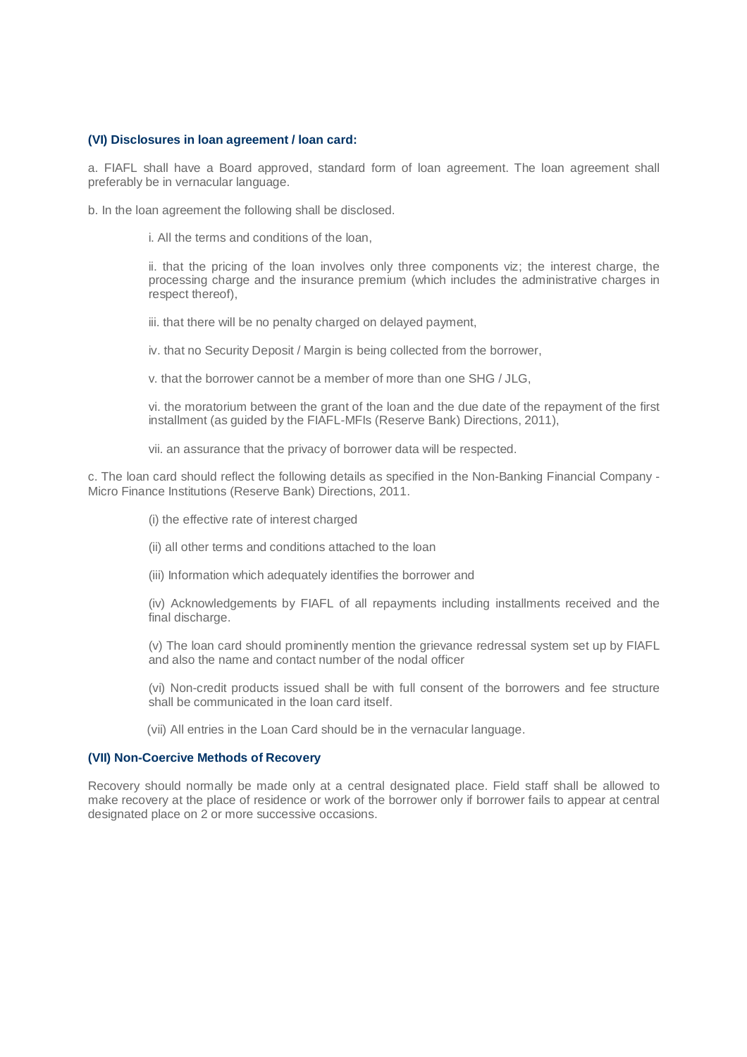### (VI) Disclosures in loan agreement / loan card:

a. FIAFL shall have a Board approved, standard form of loan agreement. The loan agreement shall preferably be in vernacular language.

b. In the loan agreement the following shall be disclosed.

> i. All the terms and conditions of the loan,
>
> ii. that the pricing of the loan involves only three components viz; the interest charge, the processing charge and the insurance premium (which includes the administrative charges in respect thereof),
>
> iii. that there will be no penalty charged on delayed payment,
>
> iv. that no Security Deposit / Margin is being collected from the borrower,
>
> v. that the borrower cannot be a member of more than one SHG / JLG,
>
> vi. the moratorium between the grant of the loan and the due date of the repayment of the first installment (as guided by the FIAFL-MFIs (Reserve Bank) Directions, 2011),
>
> vii. an assurance that the privacy of borrower data will be respected.

c. The loan card should reflect the following details as specified in the Non-Banking Financial Company - Micro Finance Institutions (Reserve Bank) Directions, 2011.

> (i) the effective rate of interest charged
>
> (ii) all other terms and conditions attached to the loan
>
> (iii) Information which adequately identifies the borrower and
>
> (iv) Acknowledgements by FIAFL of all repayments including installments received and the final discharge.
>
> (v) The loan card should prominently mention the grievance redressal system set up by FIAFL and also the name and contact number of the nodal officer
>
> (vi) Non-credit products issued shall be with full consent of the borrowers and fee structure shall be communicated in the loan card itself.
>
> (vii) All entries in the Loan Card should be in the vernacular language.

### (VII) Non-Coercive Methods of Recovery

Recovery should normally be made only at a central designated place. Field staff shall be allowed to make recovery at the place of residence or work of the borrower only if borrower fails to appear at central designated place on 2 or more successive occasions.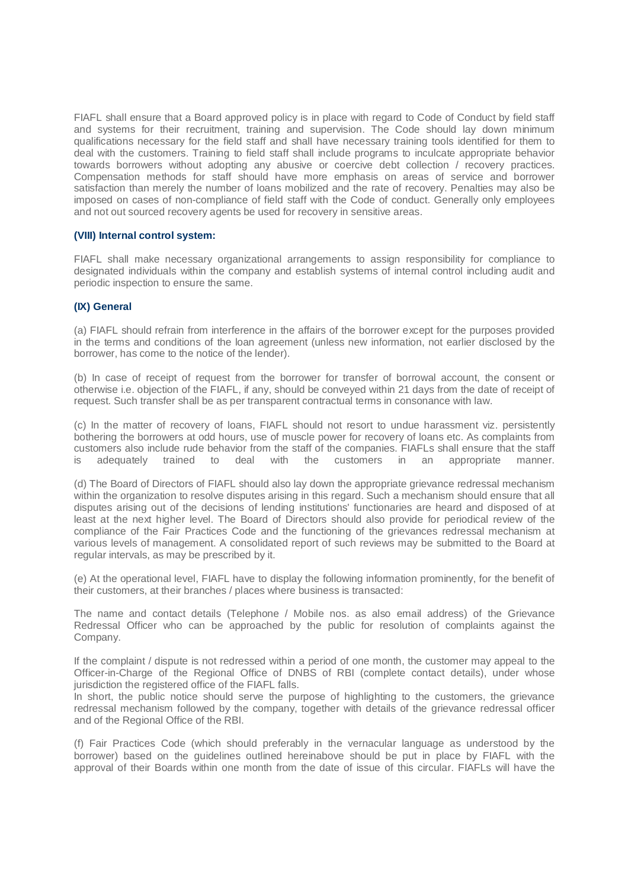FIAFL shall ensure that a Board approved policy is in place with regard to Code of Conduct by field staff and systems for their recruitment, training and supervision. The Code should lay down minimum qualifications necessary for the field staff and shall have necessary training tools identified for them to deal with the customers. Training to field staff shall include programs to inculcate appropriate behavior towards borrowers without adopting any abusive or coercive debt collection / recovery practices. Compensation methods for staff should have more emphasis on areas of service and borrower satisfaction than merely the number of loans mobilized and the rate of recovery. Penalties may also be imposed on cases of non-compliance of field staff with the Code of conduct. Generally only employees and not out sourced recovery agents be used for recovery in sensitive areas.

### (VIII) Internal control system:

FIAFL shall make necessary organizational arrangements to assign responsibility for compliance to designated individuals within the company and establish systems of internal control including audit and periodic inspection to ensure the same.

### (IX) General

(a) FIAFL should refrain from interference in the affairs of the borrower except for the purposes provided in the terms and conditions of the loan agreement (unless new information, not earlier disclosed by the borrower, has come to the notice of the lender).

(b) In case of receipt of request from the borrower for transfer of borrowal account, the consent or otherwise i.e. objection of the FIAFL, if any, should be conveyed within 21 days from the date of receipt of request. Such transfer shall be as per transparent contractual terms in consonance with law.

(c) In the matter of recovery of loans, FIAFL should not resort to undue harassment viz. persistently bothering the borrowers at odd hours, use of muscle power for recovery of loans etc. As complaints from customers also include rude behavior from the staff of the companies. FIAFLs shall ensure that the staff is adequately trained to deal with the customers in an appropriate manner.

(d) The Board of Directors of FIAFL should also lay down the appropriate grievance redressal mechanism within the organization to resolve disputes arising in this regard. Such a mechanism should ensure that all disputes arising out of the decisions of lending institutions' functionaries are heard and disposed of at least at the next higher level. The Board of Directors should also provide for periodical review of the compliance of the Fair Practices Code and the functioning of the grievances redressal mechanism at various levels of management. A consolidated report of such reviews may be submitted to the Board at regular intervals, as may be prescribed by it.

(e) At the operational level, FIAFL have to display the following information prominently, for the benefit of their customers, at their branches / places where business is transacted:

The name and contact details (Telephone / Mobile nos. as also email address) of the Grievance Redressal Officer who can be approached by the public for resolution of complaints against the Company.

If the complaint / dispute is not redressed within a period of one month, the customer may appeal to the Officer-in-Charge of the Regional Office of DNBS of RBI (complete contact details), under whose jurisdiction the registered office of the FIAFL falls.
In short, the public notice should serve the purpose of highlighting to the customers, the grievance redressal mechanism followed by the company, together with details of the grievance redressal officer and of the Regional Office of the RBI.

(f) Fair Practices Code (which should preferably in the vernacular language as understood by the borrower) based on the guidelines outlined hereinabove should be put in place by FIAFL with the approval of their Boards within one month from the date of issue of this circular. FIAFLs will have the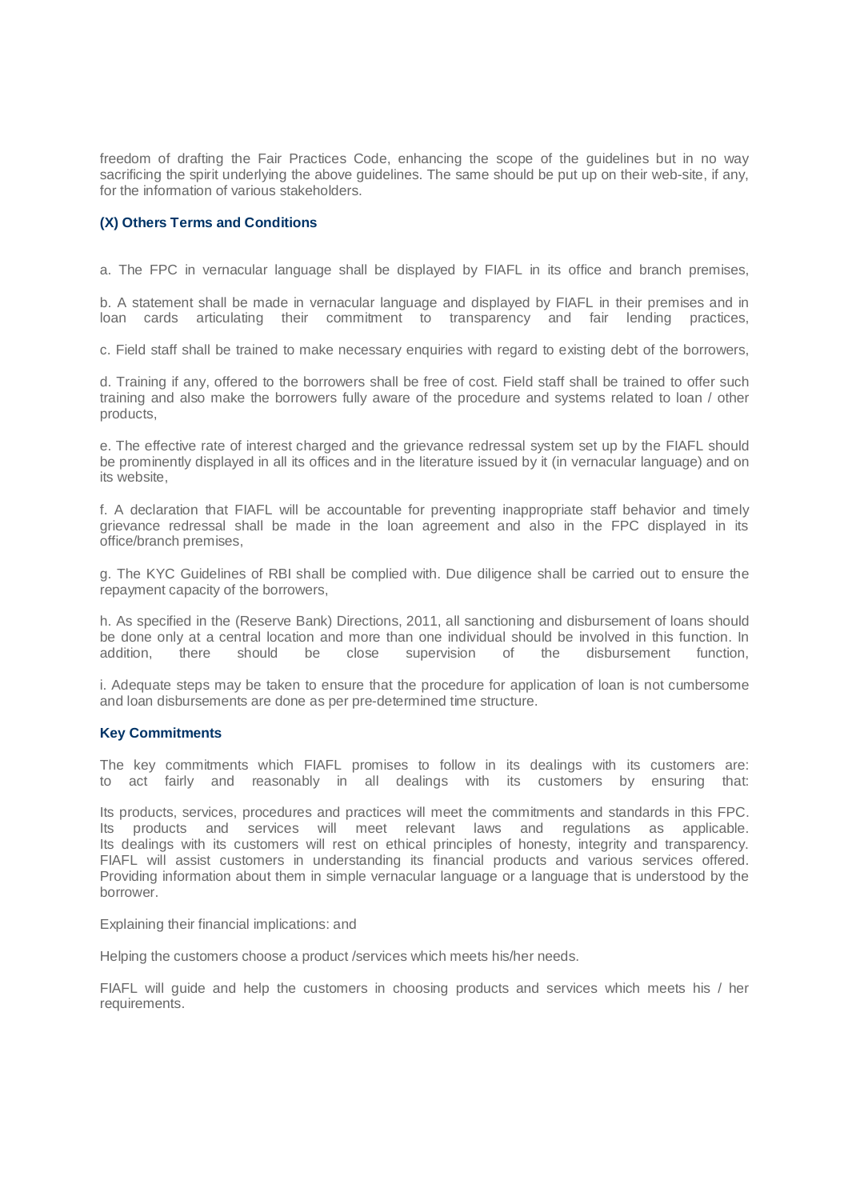freedom of drafting the Fair Practices Code, enhancing the scope of the guidelines but in no way sacrificing the spirit underlying the above guidelines. The same should be put up on their web-site, if any, for the information of various stakeholders.

### (X) Others Terms and Conditions

a. The FPC in vernacular language shall be displayed by FIAFL in its office and branch premises,

b. A statement shall be made in vernacular language and displayed by FIAFL in their premises and in loan cards articulating their commitment to transparency and fair lending practices,

c. Field staff shall be trained to make necessary enquiries with regard to existing debt of the borrowers,

d. Training if any, offered to the borrowers shall be free of cost. Field staff shall be trained to offer such training and also make the borrowers fully aware of the procedure and systems related to loan / other products,

e. The effective rate of interest charged and the grievance redressal system set up by the FIAFL should be prominently displayed in all its offices and in the literature issued by it (in vernacular language) and on its website,

f. A declaration that FIAFL will be accountable for preventing inappropriate staff behavior and timely grievance redressal shall be made in the loan agreement and also in the FPC displayed in its office/branch premises,

g. The KYC Guidelines of RBI shall be complied with. Due diligence shall be carried out to ensure the repayment capacity of the borrowers,

h. As specified in the (Reserve Bank) Directions, 2011, all sanctioning and disbursement of loans should be done only at a central location and more than one individual should be involved in this function. In addition, there should be close supervision of the disbursement function,

i. Adequate steps may be taken to ensure that the procedure for application of loan is not cumbersome and loan disbursements are done as per pre-determined time structure.

### Key Commitments

The key commitments which FIAFL promises to follow in its dealings with its customers are: to act fairly and reasonably in all dealings with its customers by ensuring that:

Its products, services, procedures and practices will meet the commitments and standards in this FPC. Its products and services will meet relevant laws and regulations as applicable. Its dealings with its customers will rest on ethical principles of honesty, integrity and transparency. FIAFL will assist customers in understanding its financial products and various services offered. Providing information about them in simple vernacular language or a language that is understood by the borrower.

Explaining their financial implications: and

Helping the customers choose a product /services which meets his/her needs.

FIAFL will guide and help the customers in choosing products and services which meets his / her requirements.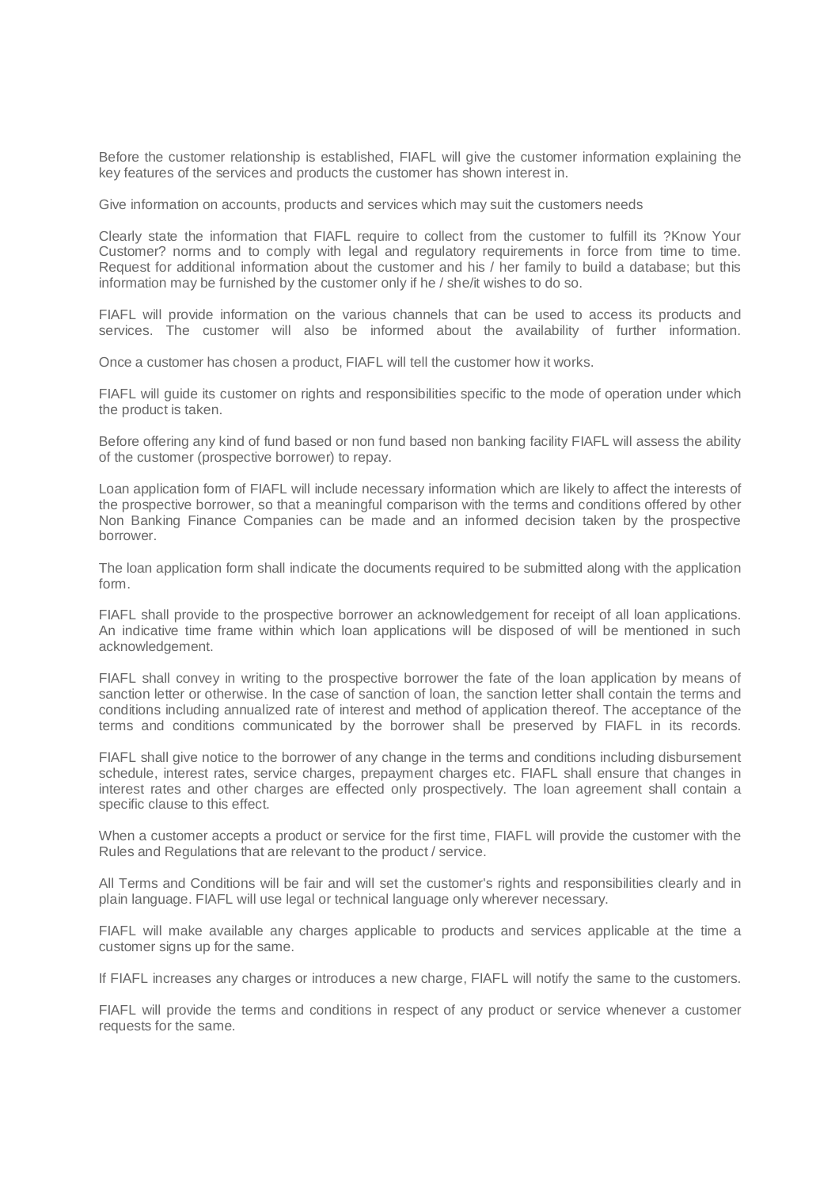Before the customer relationship is established, FIAFL will give the customer information explaining the key features of the services and products the customer has shown interest in.

Give information on accounts, products and services which may suit the customers needs

Clearly state the information that FIAFL require to collect from the customer to fulfill its ?Know Your Customer? norms and to comply with legal and regulatory requirements in force from time to time. Request for additional information about the customer and his / her family to build a database; but this information may be furnished by the customer only if he / she/it wishes to do so.

FIAFL will provide information on the various channels that can be used to access its products and services. The customer will also be informed about the availability of further information.

Once a customer has chosen a product, FIAFL will tell the customer how it works.

FIAFL will guide its customer on rights and responsibilities specific to the mode of operation under which the product is taken.

Before offering any kind of fund based or non fund based non banking facility FIAFL will assess the ability of the customer (prospective borrower) to repay.

Loan application form of FIAFL will include necessary information which are likely to affect the interests of the prospective borrower, so that a meaningful comparison with the terms and conditions offered by other Non Banking Finance Companies can be made and an informed decision taken by the prospective borrower.

The loan application form shall indicate the documents required to be submitted along with the application form.

FIAFL shall provide to the prospective borrower an acknowledgement for receipt of all loan applications. An indicative time frame within which loan applications will be disposed of will be mentioned in such acknowledgement.

FIAFL shall convey in writing to the prospective borrower the fate of the loan application by means of sanction letter or otherwise. In the case of sanction of loan, the sanction letter shall contain the terms and conditions including annualized rate of interest and method of application thereof. The acceptance of the terms and conditions communicated by the borrower shall be preserved by FIAFL in its records.

FIAFL shall give notice to the borrower of any change in the terms and conditions including disbursement schedule, interest rates, service charges, prepayment charges etc. FIAFL shall ensure that changes in interest rates and other charges are effected only prospectively. The loan agreement shall contain a specific clause to this effect.

When a customer accepts a product or service for the first time, FIAFL will provide the customer with the Rules and Regulations that are relevant to the product / service.

All Terms and Conditions will be fair and will set the customer's rights and responsibilities clearly and in plain language. FIAFL will use legal or technical language only wherever necessary.

FIAFL will make available any charges applicable to products and services applicable at the time a customer signs up for the same.

If FIAFL increases any charges or introduces a new charge, FIAFL will notify the same to the customers.

FIAFL will provide the terms and conditions in respect of any product or service whenever a customer requests for the same.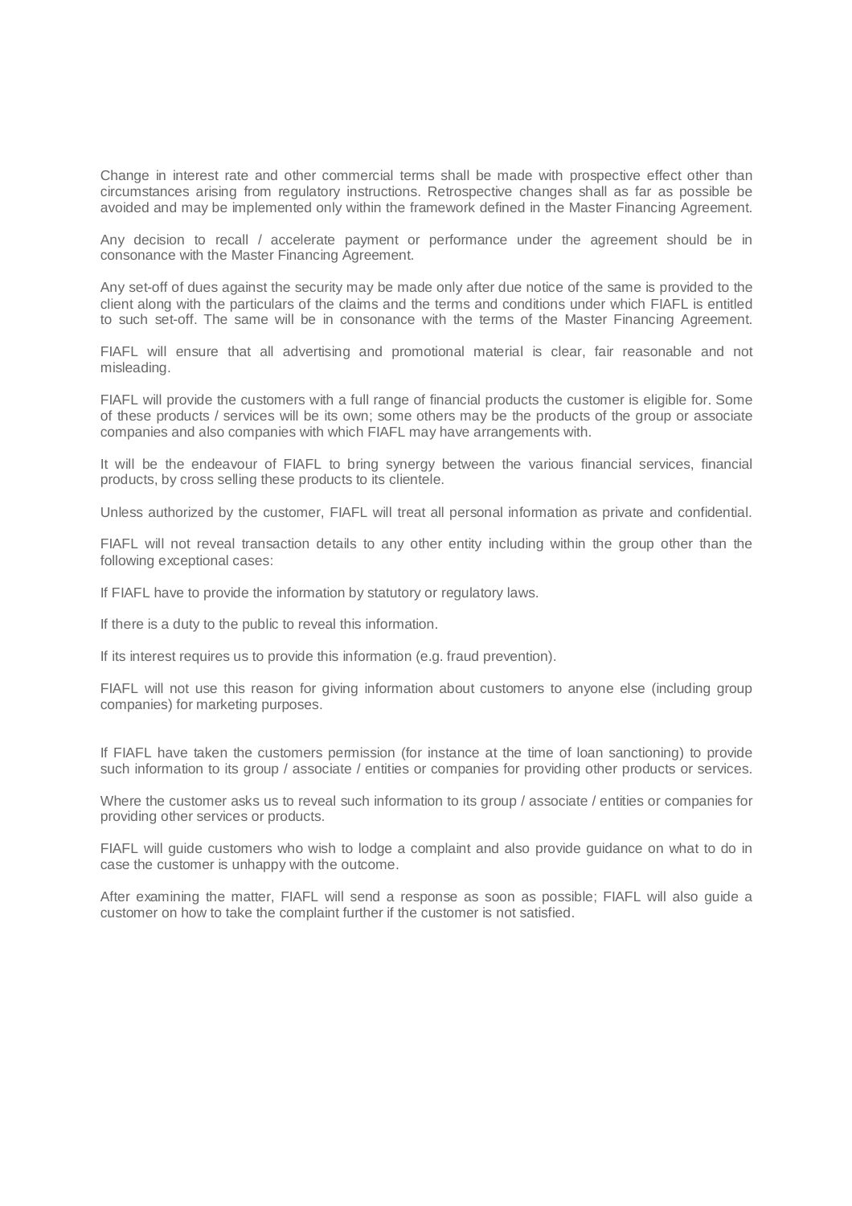Change in interest rate and other commercial terms shall be made with prospective effect other than circumstances arising from regulatory instructions. Retrospective changes shall as far as possible be avoided and may be implemented only within the framework defined in the Master Financing Agreement.

Any decision to recall / accelerate payment or performance under the agreement should be in consonance with the Master Financing Agreement.

Any set-off of dues against the security may be made only after due notice of the same is provided to the client along with the particulars of the claims and the terms and conditions under which FIAFL is entitled to such set-off. The same will be in consonance with the terms of the Master Financing Agreement.

FIAFL will ensure that all advertising and promotional material is clear, fair reasonable and not misleading.

FIAFL will provide the customers with a full range of financial products the customer is eligible for. Some of these products / services will be its own; some others may be the products of the group or associate companies and also companies with which FIAFL may have arrangements with.

It will be the endeavour of FIAFL to bring synergy between the various financial services, financial products, by cross selling these products to its clientele.

Unless authorized by the customer, FIAFL will treat all personal information as private and confidential.

FIAFL will not reveal transaction details to any other entity including within the group other than the following exceptional cases:

If FIAFL have to provide the information by statutory or regulatory laws.

If there is a duty to the public to reveal this information.

If its interest requires us to provide this information (e.g. fraud prevention).

FIAFL will not use this reason for giving information about customers to anyone else (including group companies) for marketing purposes.

If FIAFL have taken the customers permission (for instance at the time of loan sanctioning) to provide such information to its group / associate / entities or companies for providing other products or services.

Where the customer asks us to reveal such information to its group / associate / entities or companies for providing other services or products.

FIAFL will guide customers who wish to lodge a complaint and also provide guidance on what to do in case the customer is unhappy with the outcome.

After examining the matter, FIAFL will send a response as soon as possible; FIAFL will also guide a customer on how to take the complaint further if the customer is not satisfied.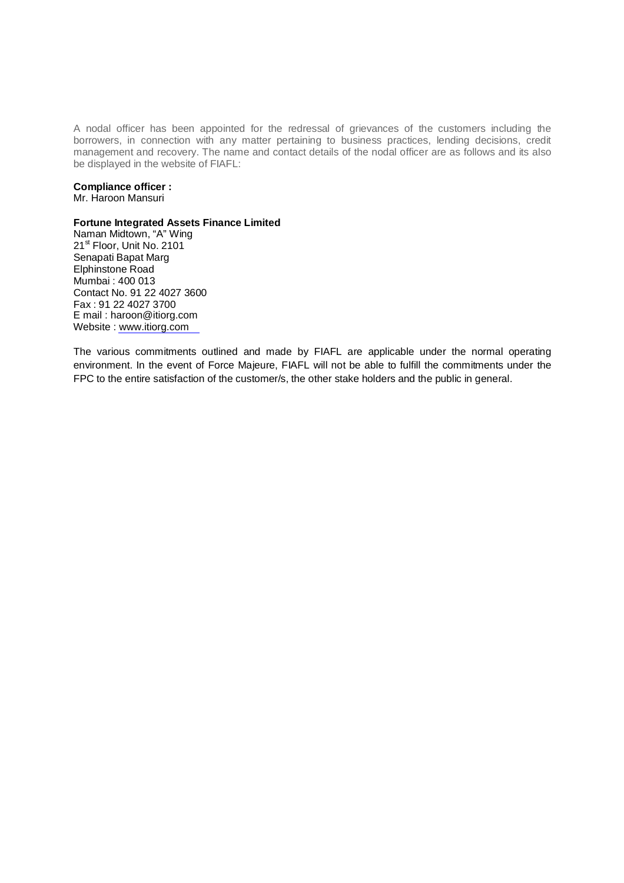A nodal officer has been appointed for the redressal of grievances of the customers including the borrowers, in connection with any matter pertaining to business practices, lending decisions, credit management and recovery. The name and contact details of the nodal officer are as follows and its also be displayed in the website of FIAFL:

**Compliance officer :**
Mr. Haroon Mansuri

**Fortune Integrated Assets Finance Limited**
Naman Midtown, "A" Wing
21st Floor, Unit No. 2101
Senapati Bapat Marg
Elphinstone Road
Mumbai : 400 013
Contact No. 91 22 4027 3600
Fax : 91 22 4027 3700
E mail : haroon@itiorg.com
Website : www.itiorg.com

The various commitments outlined and made by FIAFL are applicable under the normal operating environment. In the event of Force Majeure, FIAFL will not be able to fulfill the commitments under the FPC to the entire satisfaction of the customer/s, the other stake holders and the public in general.